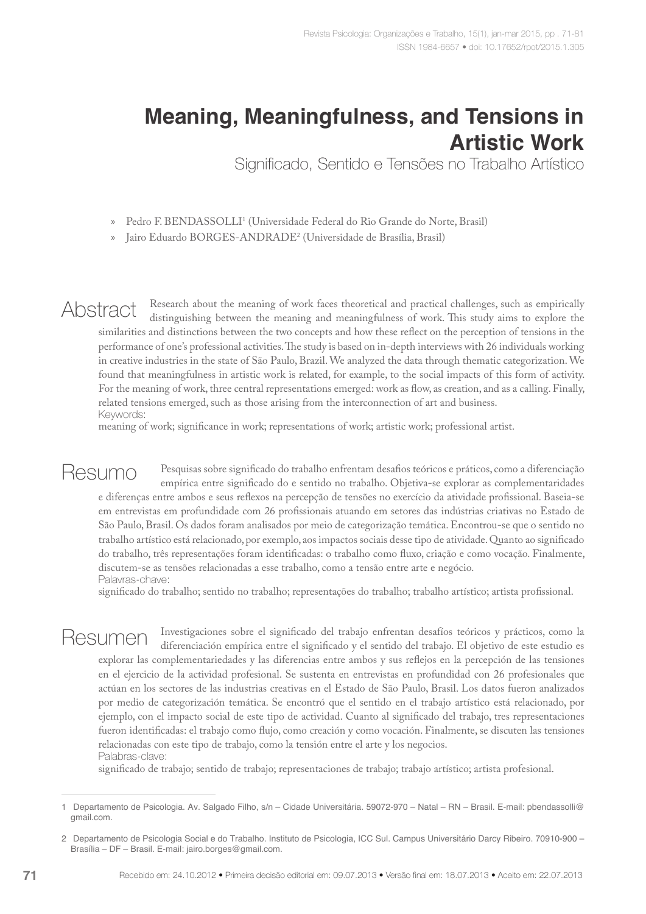# Meaning, Meaningfulness, and Tensions in Artistic Work

## Significado, Sentido e Tensões no Trabalho Artístico

» Pedro F. BENDASSOLLI[1] (Universidade Federal do Rio Grande do Norte, Brasil)

» Jairo Eduardo BORGES-ANDRADE[2] (Universidade de Brasília, Brasil)

## Abstract

Research about the meaning of work faces theoretical and practical challenges, such as empirically distinguishing between the meaning and meaningfulness of work. This study aims to explore the similarities and distinctions between the two concepts and how these reflect on the perception of tensions in the performance of one's professional activities. The study is based on in-depth interviews with 26 individuals working in creative industries in the state of São Paulo, Brazil. We analyzed the data through thematic categorization. We found that meaningfulness in artistic work is related, for example, to the social impacts of this form of activity. For the meaning of work, three central representations emerged: work as flow, as creation, and as a calling. Finally, related tensions emerged, such as those arising from the interconnection of art and business.

Keywords:
meaning of work; significance in work; representations of work; artistic work; professional artist.

## Resumo

Pesquisas sobre significado do trabalho enfrentam desafios teóricos e práticos, como a diferenciação empírica entre significado do e sentido no trabalho. Objetiva-se explorar as complementaridades e diferenças entre ambos e seus reflexos na percepção de tensões no exercício da atividade profissional. Baseia-se em entrevistas em profundidade com 26 profissionais atuando em setores das indústrias criativas no Estado de São Paulo, Brasil. Os dados foram analisados por meio de categorização temática. Encontrou-se que o sentido no trabalho artístico está relacionado, por exemplo, aos impactos sociais desse tipo de atividade. Quanto ao significado do trabalho, três representações foram identificadas: o trabalho como fluxo, criação e como vocação. Finalmente, discutem-se as tensões relacionadas a esse trabalho, como a tensão entre arte e negócio.

Palavras-chave:
significado do trabalho; sentido no trabalho; representações do trabalho; trabalho artístico; artista profissional.

## Resumen

Investigaciones sobre el significado del trabajo enfrentan desafíos teóricos y prácticos, como la diferenciación empírica entre el significado y el sentido del trabajo. El objetivo de este estudio es explorar las complementariedades y las diferencias entre ambos y sus reflejos en la percepción de las tensiones en el ejercicio de la actividad profesional. Se sustenta en entrevistas en profundidad con 26 profesionales que actúan en los sectores de las industrias creativas en el Estado de São Paulo, Brasil. Los datos fueron analizados por medio de categorización temática. Se encontró que el sentido en el trabajo artístico está relacionado, por ejemplo, con el impacto social de este tipo de actividad. Cuanto al significado del trabajo, tres representaciones fueron identificadas: el trabajo como flujo, como creación y como vocación. Finalmente, se discuten las tensiones relacionadas con este tipo de trabajo, como la tensión entre el arte y los negocios.

Palabras-clave:
significado de trabajo; sentido de trabajo; representaciones de trabajo; trabajo artístico; artista profesional.

---

[1] Departamento de Psicologia. Av. Salgado Filho, s/n – Cidade Universitária. 59072-970 – Natal – RN – Brasil. E-mail: pbendassolli@gmail.com.

[2] Departamento de Psicologia Social e do Trabalho. Instituto de Psicologia, ICC Sul. Campus Universitário Darcy Ribeiro. 70910-900 – Brasília – DF – Brasil. E-mail: jairo.borges@gmail.com.

Recebido em: 24.10.2012 • Primeira decisão editorial em: 09.07.2013 • Versão final em: 18.07.2013 • Aceito em: 22.07.2013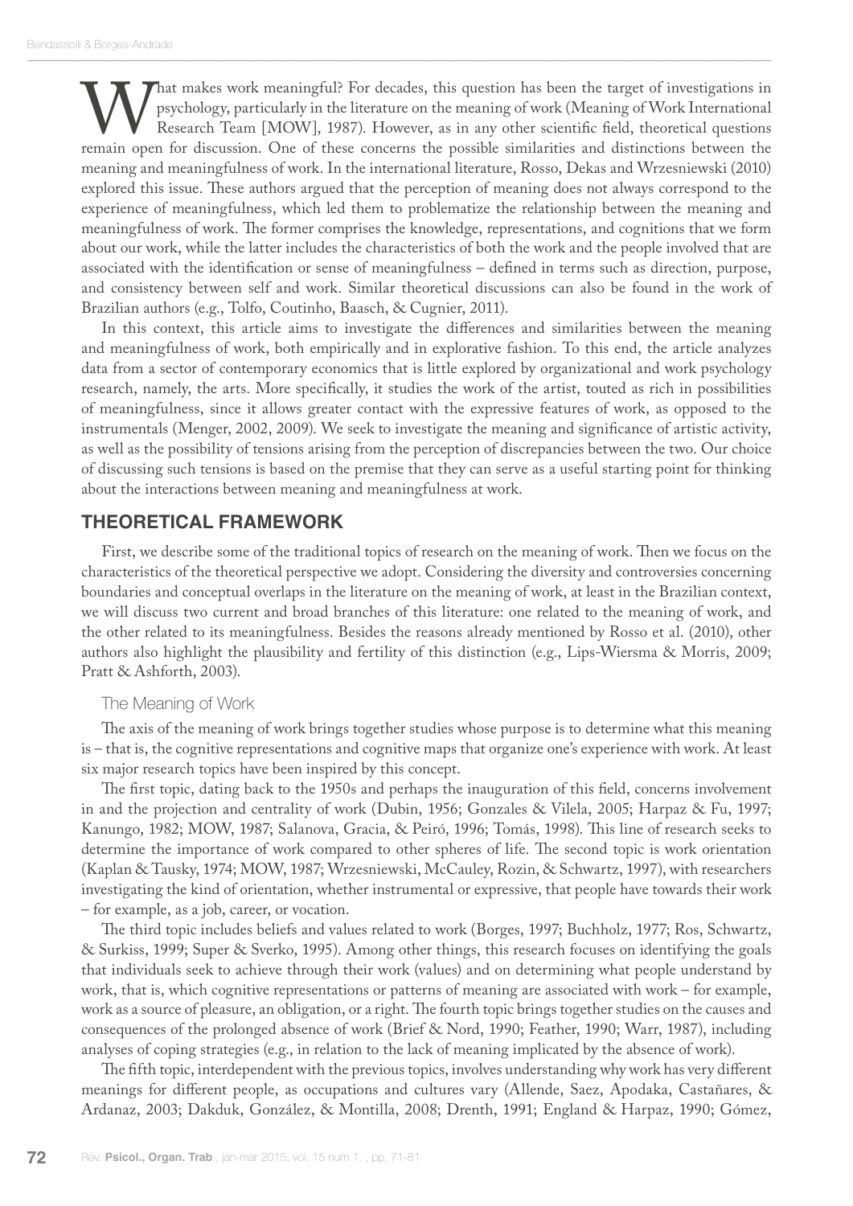What makes work meaningful? For decades, this question has been the target of investigations in psychology, particularly in the literature on the meaning of work (Meaning of Work International Research Team [MOW], 1987). However, as in any other scientific field, theoretical questions remain open for discussion. One of these concerns the possible similarities and distinctions between the meaning and meaningfulness of work. In the international literature, Rosso, Dekas and Wrzesniewski (2010) explored this issue. These authors argued that the perception of meaning does not always correspond to the experience of meaningfulness, which led them to problematize the relationship between the meaning and meaningfulness of work. The former comprises the knowledge, representations, and cognitions that we form about our work, while the latter includes the characteristics of both the work and the people involved that are associated with the identification or sense of meaningfulness – defined in terms such as direction, purpose, and consistency between self and work. Similar theoretical discussions can also be found in the work of Brazilian authors (e.g., Tolfo, Coutinho, Baasch, & Cugnier, 2011).

In this context, this article aims to investigate the differences and similarities between the meaning and meaningfulness of work, both empirically and in explorative fashion. To this end, the article analyzes data from a sector of contemporary economics that is little explored by organizational and work psychology research, namely, the arts. More specifically, it studies the work of the artist, touted as rich in possibilities of meaningfulness, since it allows greater contact with the expressive features of work, as opposed to the instrumentals (Menger, 2002, 2009). We seek to investigate the meaning and significance of artistic activity, as well as the possibility of tensions arising from the perception of discrepancies between the two. Our choice of discussing such tensions is based on the premise that they can serve as a useful starting point for thinking about the interactions between meaning and meaningfulness at work.

## THEORETICAL FRAMEWORK

First, we describe some of the traditional topics of research on the meaning of work. Then we focus on the characteristics of the theoretical perspective we adopt. Considering the diversity and controversies concerning boundaries and conceptual overlaps in the literature on the meaning of work, at least in the Brazilian context, we will discuss two current and broad branches of this literature: one related to the meaning of work, and the other related to its meaningfulness. Besides the reasons already mentioned by Rosso et al. (2010), other authors also highlight the plausibility and fertility of this distinction (e.g., Lips-Wiersma & Morris, 2009; Pratt & Ashforth, 2003).

### The Meaning of Work

The axis of the meaning of work brings together studies whose purpose is to determine what this meaning is – that is, the cognitive representations and cognitive maps that organize one's experience with work. At least six major research topics have been inspired by this concept.

The first topic, dating back to the 1950s and perhaps the inauguration of this field, concerns involvement in and the projection and centrality of work (Dubin, 1956; Gonzales & Vilela, 2005; Harpaz & Fu, 1997; Kanungo, 1982; MOW, 1987; Salanova, Gracia, & Peiró, 1996; Tomás, 1998). This line of research seeks to determine the importance of work compared to other spheres of life. The second topic is work orientation (Kaplan & Tausky, 1974; MOW, 1987; Wrzesniewski, McCauley, Rozin, & Schwartz, 1997), with researchers investigating the kind of orientation, whether instrumental or expressive, that people have towards their work – for example, as a job, career, or vocation.

The third topic includes beliefs and values related to work (Borges, 1997; Buchholz, 1977; Ros, Schwartz, & Surkiss, 1999; Super & Sverko, 1995). Among other things, this research focuses on identifying the goals that individuals seek to achieve through their work (values) and on determining what people understand by work, that is, which cognitive representations or patterns of meaning are associated with work – for example, work as a source of pleasure, an obligation, or a right. The fourth topic brings together studies on the causes and consequences of the prolonged absence of work (Brief & Nord, 1990; Feather, 1990; Warr, 1987), including analyses of coping strategies (e.g., in relation to the lack of meaning implicated by the absence of work).

The fifth topic, interdependent with the previous topics, involves understanding why work has very different meanings for different people, as occupations and cultures vary (Allende, Saez, Apodaka, Castañares, & Ardanaz, 2003; Dakduk, González, & Montilla, 2008; Drenth, 1991; England & Harpaz, 1990; Gómez,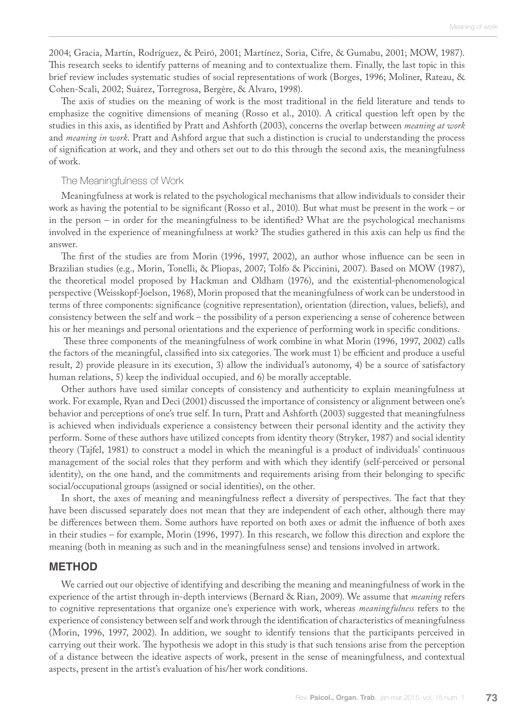2004; Gracia, Martín, Rodríguez, & Peiró, 2001; Martínez, Soria, Cifre, & Gumabu, 2001; MOW, 1987). This research seeks to identify patterns of meaning and to contextualize them. Finally, the last topic in this brief review includes systematic studies of social representations of work (Borges, 1996; Moliner, Rateau, & Cohen-Scali, 2002; Suárez, Torregrosa, Bergère, & Alvaro, 1998).

The axis of studies on the meaning of work is the most traditional in the field literature and tends to emphasize the cognitive dimensions of meaning (Rosso et al., 2010). A critical question left open by the studies in this axis, as identified by Pratt and Ashforth (2003), concerns the overlap between *meaning at work* and *meaning in work*. Pratt and Ashford argue that such a distinction is crucial to understanding the process of signification at work, and they and others set out to do this through the second axis, the meaningfulness of work.

### The Meaningfulness of Work

Meaningfulness at work is related to the psychological mechanisms that allow individuals to consider their work as having the potential to be significant (Rosso et al., 2010). But what must be present in the work – or in the person – in order for the meaningfulness to be identified? What are the psychological mechanisms involved in the experience of meaningfulness at work? The studies gathered in this axis can help us find the answer.

The first of the studies are from Morin (1996, 1997, 2002), an author whose influence can be seen in Brazilian studies (e.g., Morin, Tonelli, & Pliopas, 2007; Tolfo & Piccinini, 2007). Based on MOW (1987), the theoretical model proposed by Hackman and Oldham (1976), and the existential-phenomenological perspective (Weisskopf-Joelson, 1968), Morin proposed that the meaningfulness of work can be understood in terms of three components: significance (cognitive representation), orientation (direction, values, beliefs), and consistency between the self and work – the possibility of a person experiencing a sense of coherence between his or her meanings and personal orientations and the experience of performing work in specific conditions.

These three components of the meaningfulness of work combine in what Morin (1996, 1997, 2002) calls the factors of the meaningful, classified into six categories. The work must 1) be efficient and produce a useful result, 2) provide pleasure in its execution, 3) allow the individual's autonomy, 4) be a source of satisfactory human relations, 5) keep the individual occupied, and 6) be morally acceptable.

Other authors have used similar concepts of consistency and authenticity to explain meaningfulness at work. For example, Ryan and Deci (2001) discussed the importance of consistency or alignment between one's behavior and perceptions of one's true self. In turn, Pratt and Ashforth (2003) suggested that meaningfulness is achieved when individuals experience a consistency between their personal identity and the activity they perform. Some of these authors have utilized concepts from identity theory (Stryker, 1987) and social identity theory (Tajfel, 1981) to construct a model in which the meaningful is a product of individuals' continuous management of the social roles that they perform and with which they identify (self-perceived or personal identity), on the one hand, and the commitments and requirements arising from their belonging to specific social/occupational groups (assigned or social identities), on the other.

In short, the axes of meaning and meaningfulness reflect a diversity of perspectives. The fact that they have been discussed separately does not mean that they are independent of each other, although there may be differences between them. Some authors have reported on both axes or admit the influence of both axes in their studies – for example, Morin (1996, 1997). In this research, we follow this direction and explore the meaning (both in meaning as such and in the meaningfulness sense) and tensions involved in artwork.

## METHOD

We carried out our objective of identifying and describing the meaning and meaningfulness of work in the experience of the artist through in-depth interviews (Bernard & Rian, 2009). We assume that *meaning* refers to cognitive representations that organize one's experience with work, whereas *meaningfulness* refers to the experience of consistency between self and work through the identification of characteristics of meaningfulness (Morin, 1996, 1997, 2002). In addition, we sought to identify tensions that the participants perceived in carrying out their work. The hypothesis we adopt in this study is that such tensions arise from the perception of a distance between the ideative aspects of work, present in the sense of meaningfulness, and contextual aspects, present in the artist's evaluation of his/her work conditions.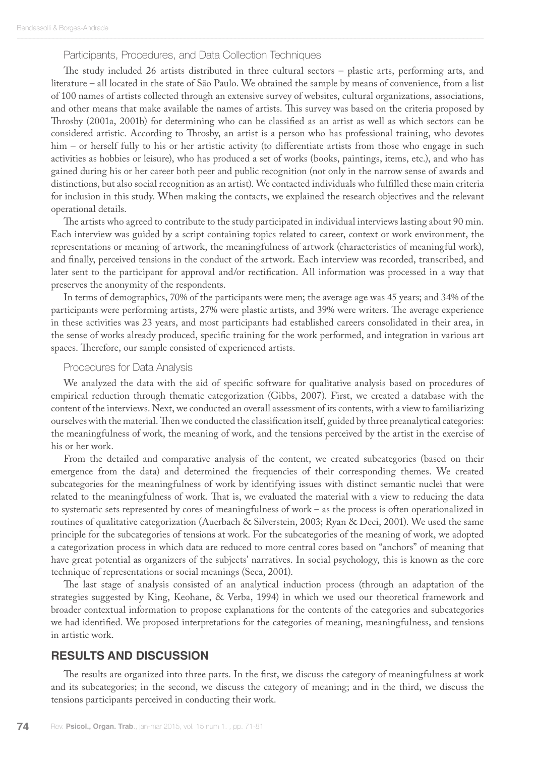### Participants, Procedures, and Data Collection Techniques

The study included 26 artists distributed in three cultural sectors – plastic arts, performing arts, and literature – all located in the state of São Paulo. We obtained the sample by means of convenience, from a list of 100 names of artists collected through an extensive survey of websites, cultural organizations, associations, and other means that make available the names of artists. This survey was based on the criteria proposed by Throsby (2001a, 2001b) for determining who can be classified as an artist as well as which sectors can be considered artistic. According to Throsby, an artist is a person who has professional training, who devotes him – or herself fully to his or her artistic activity (to differentiate artists from those who engage in such activities as hobbies or leisure), who has produced a set of works (books, paintings, items, etc.), and who has gained during his or her career both peer and public recognition (not only in the narrow sense of awards and distinctions, but also social recognition as an artist). We contacted individuals who fulfilled these main criteria for inclusion in this study. When making the contacts, we explained the research objectives and the relevant operational details.

The artists who agreed to contribute to the study participated in individual interviews lasting about 90 min. Each interview was guided by a script containing topics related to career, context or work environment, the representations or meaning of artwork, the meaningfulness of artwork (characteristics of meaningful work), and finally, perceived tensions in the conduct of the artwork. Each interview was recorded, transcribed, and later sent to the participant for approval and/or rectification. All information was processed in a way that preserves the anonymity of the respondents.

In terms of demographics, 70% of the participants were men; the average age was 45 years; and 34% of the participants were performing artists, 27% were plastic artists, and 39% were writers. The average experience in these activities was 23 years, and most participants had established careers consolidated in their area, in the sense of works already produced, specific training for the work performed, and integration in various art spaces. Therefore, our sample consisted of experienced artists.

### Procedures for Data Analysis

We analyzed the data with the aid of specific software for qualitative analysis based on procedures of empirical reduction through thematic categorization (Gibbs, 2007). First, we created a database with the content of the interviews. Next, we conducted an overall assessment of its contents, with a view to familiarizing ourselves with the material. Then we conducted the classification itself, guided by three preanalytical categories: the meaningfulness of work, the meaning of work, and the tensions perceived by the artist in the exercise of his or her work.

From the detailed and comparative analysis of the content, we created subcategories (based on their emergence from the data) and determined the frequencies of their corresponding themes. We created subcategories for the meaningfulness of work by identifying issues with distinct semantic nuclei that were related to the meaningfulness of work. That is, we evaluated the material with a view to reducing the data to systematic sets represented by cores of meaningfulness of work – as the process is often operationalized in routines of qualitative categorization (Auerbach & Silverstein, 2003; Ryan & Deci, 2001). We used the same principle for the subcategories of tensions at work. For the subcategories of the meaning of work, we adopted a categorization process in which data are reduced to more central cores based on "anchors" of meaning that have great potential as organizers of the subjects' narratives. In social psychology, this is known as the core technique of representations or social meanings (Seca, 2001).

The last stage of analysis consisted of an analytical induction process (through an adaptation of the strategies suggested by King, Keohane, & Verba, 1994) in which we used our theoretical framework and broader contextual information to propose explanations for the contents of the categories and subcategories we had identified. We proposed interpretations for the categories of meaning, meaningfulness, and tensions in artistic work.

## RESULTS AND DISCUSSION

The results are organized into three parts. In the first, we discuss the category of meaningfulness at work and its subcategories; in the second, we discuss the category of meaning; and in the third, we discuss the tensions participants perceived in conducting their work.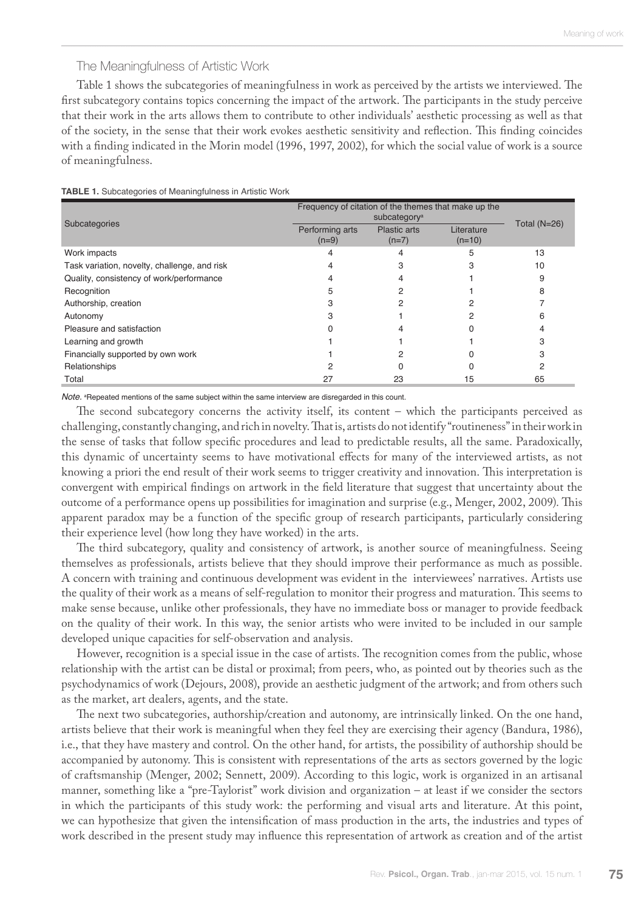## The Meaningfulness of Artistic Work

Table 1 shows the subcategories of meaningfulness in work as perceived by the artists we interviewed. The first subcategory contains topics concerning the impact of the artwork. The participants in the study perceive that their work in the arts allows them to contribute to other individuals' aesthetic processing as well as that of the society, in the sense that their work evokes aesthetic sensitivity and reflection. This finding coincides with a finding indicated in the Morin model (1996, 1997, 2002), for which the social value of work is a source of meaningfulness.

**TABLE 1.** Subcategories of Meaningfulness in Artistic Work

| Subcategories | Frequency of citation of the themes that make up the subcategory[a] | | | Total (N=26) |
|---|---|---|---|---|
| | Performing arts (n=9) | Plastic arts (n=7) | Literature (n=10) | |
| Work impacts | 4 | 4 | 5 | 13 |
| Task variation, novelty, challenge, and risk | 4 | 3 | 3 | 10 |
| Quality, consistency of work/performance | 4 | 4 | 1 | 9 |
| Recognition | 5 | 2 | 1 | 8 |
| Authorship, creation | 3 | 2 | 2 | 7 |
| Autonomy | 3 | 1 | 2 | 6 |
| Pleasure and satisfaction | 0 | 4 | 0 | 4 |
| Learning and growth | 1 | 1 | 1 | 3 |
| Financially supported by own work | 1 | 2 | 0 | 3 |
| Relationships | 2 | 0 | 0 | 2 |
| Total | 27 | 23 | 15 | 65 |

*Note.* [a]Repeated mentions of the same subject within the same interview are disregarded in this count.

The second subcategory concerns the activity itself, its content – which the participants perceived as challenging, constantly changing, and rich in novelty. That is, artists do not identify "routineness" in their work in the sense of tasks that follow specific procedures and lead to predictable results, all the same. Paradoxically, this dynamic of uncertainty seems to have motivational effects for many of the interviewed artists, as not knowing a priori the end result of their work seems to trigger creativity and innovation. This interpretation is convergent with empirical findings on artwork in the field literature that suggest that uncertainty about the outcome of a performance opens up possibilities for imagination and surprise (e.g., Menger, 2002, 2009). This apparent paradox may be a function of the specific group of research participants, particularly considering their experience level (how long they have worked) in the arts.

The third subcategory, quality and consistency of artwork, is another source of meaningfulness. Seeing themselves as professionals, artists believe that they should improve their performance as much as possible. A concern with training and continuous development was evident in the interviewees' narratives. Artists use the quality of their work as a means of self-regulation to monitor their progress and maturation. This seems to make sense because, unlike other professionals, they have no immediate boss or manager to provide feedback on the quality of their work. In this way, the senior artists who were invited to be included in our sample developed unique capacities for self-observation and analysis.

However, recognition is a special issue in the case of artists. The recognition comes from the public, whose relationship with the artist can be distal or proximal; from peers, who, as pointed out by theories such as the psychodynamics of work (Dejours, 2008), provide an aesthetic judgment of the artwork; and from others such as the market, art dealers, agents, and the state.

The next two subcategories, authorship/creation and autonomy, are intrinsically linked. On the one hand, artists believe that their work is meaningful when they feel they are exercising their agency (Bandura, 1986), i.e., that they have mastery and control. On the other hand, for artists, the possibility of authorship should be accompanied by autonomy. This is consistent with representations of the arts as sectors governed by the logic of craftsmanship (Menger, 2002; Sennett, 2009). According to this logic, work is organized in an artisanal manner, something like a "pre-Taylorist" work division and organization – at least if we consider the sectors in which the participants of this study work: the performing and visual arts and literature. At this point, we can hypothesize that given the intensification of mass production in the arts, the industries and types of work described in the present study may influence this representation of artwork as creation and of the artist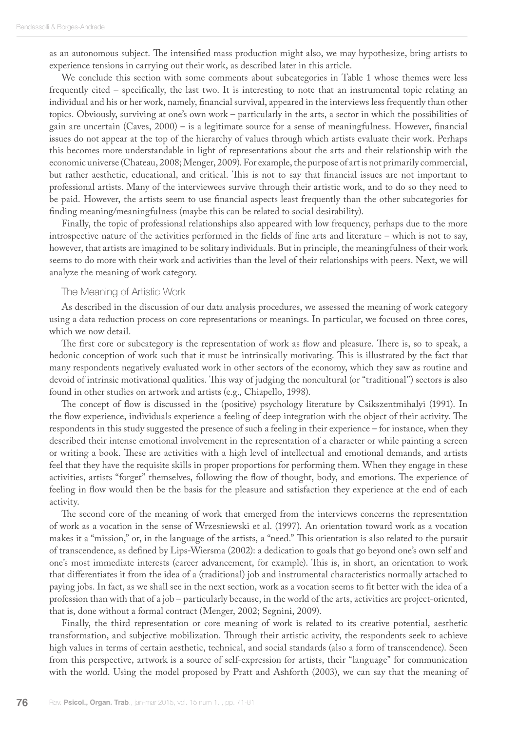as an autonomous subject. The intensified mass production might also, we may hypothesize, bring artists to experience tensions in carrying out their work, as described later in this article.

We conclude this section with some comments about subcategories in Table 1 whose themes were less frequently cited – specifically, the last two. It is interesting to note that an instrumental topic relating an individual and his or her work, namely, financial survival, appeared in the interviews less frequently than other topics. Obviously, surviving at one's own work – particularly in the arts, a sector in which the possibilities of gain are uncertain (Caves, 2000) – is a legitimate source for a sense of meaningfulness. However, financial issues do not appear at the top of the hierarchy of values through which artists evaluate their work. Perhaps this becomes more understandable in light of representations about the arts and their relationship with the economic universe (Chateau, 2008; Menger, 2009). For example, the purpose of art is not primarily commercial, but rather aesthetic, educational, and critical. This is not to say that financial issues are not important to professional artists. Many of the interviewees survive through their artistic work, and to do so they need to be paid. However, the artists seem to use financial aspects least frequently than the other subcategories for finding meaning/meaningfulness (maybe this can be related to social desirability).

Finally, the topic of professional relationships also appeared with low frequency, perhaps due to the more introspective nature of the activities performed in the fields of fine arts and literature – which is not to say, however, that artists are imagined to be solitary individuals. But in principle, the meaningfulness of their work seems to do more with their work and activities than the level of their relationships with peers. Next, we will analyze the meaning of work category.

### The Meaning of Artistic Work

As described in the discussion of our data analysis procedures, we assessed the meaning of work category using a data reduction process on core representations or meanings. In particular, we focused on three cores, which we now detail.

The first core or subcategory is the representation of work as flow and pleasure. There is, so to speak, a hedonic conception of work such that it must be intrinsically motivating. This is illustrated by the fact that many respondents negatively evaluated work in other sectors of the economy, which they saw as routine and devoid of intrinsic motivational qualities. This way of judging the noncultural (or "traditional") sectors is also found in other studies on artwork and artists (e.g., Chiapello, 1998).

The concept of flow is discussed in the (positive) psychology literature by Csikszentmihalyi (1991). In the flow experience, individuals experience a feeling of deep integration with the object of their activity. The respondents in this study suggested the presence of such a feeling in their experience – for instance, when they described their intense emotional involvement in the representation of a character or while painting a screen or writing a book. These are activities with a high level of intellectual and emotional demands, and artists feel that they have the requisite skills in proper proportions for performing them. When they engage in these activities, artists "forget" themselves, following the flow of thought, body, and emotions. The experience of feeling in flow would then be the basis for the pleasure and satisfaction they experience at the end of each activity.

The second core of the meaning of work that emerged from the interviews concerns the representation of work as a vocation in the sense of Wrzesniewski et al. (1997). An orientation toward work as a vocation makes it a "mission," or, in the language of the artists, a "need." This orientation is also related to the pursuit of transcendence, as defined by Lips-Wiersma (2002): a dedication to goals that go beyond one's own self and one's most immediate interests (career advancement, for example). This is, in short, an orientation to work that differentiates it from the idea of a (traditional) job and instrumental characteristics normally attached to paying jobs. In fact, as we shall see in the next section, work as a vocation seems to fit better with the idea of a profession than with that of a job – particularly because, in the world of the arts, activities are project-oriented, that is, done without a formal contract (Menger, 2002; Segnini, 2009).

Finally, the third representation or core meaning of work is related to its creative potential, aesthetic transformation, and subjective mobilization. Through their artistic activity, the respondents seek to achieve high values in terms of certain aesthetic, technical, and social standards (also a form of transcendence). Seen from this perspective, artwork is a source of self-expression for artists, their "language" for communication with the world. Using the model proposed by Pratt and Ashforth (2003), we can say that the meaning of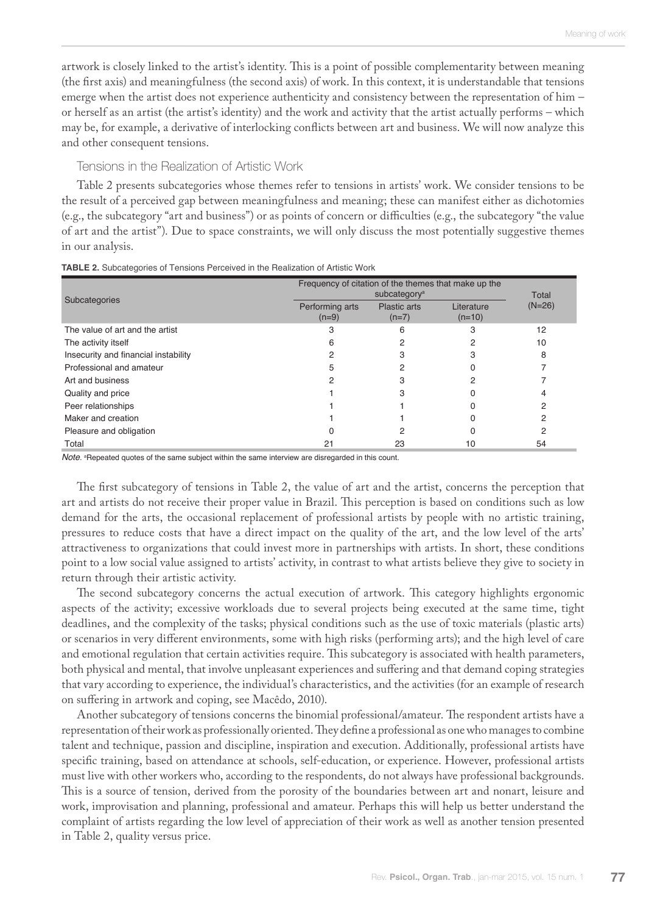artwork is closely linked to the artist's identity. This is a point of possible complementarity between meaning (the first axis) and meaningfulness (the second axis) of work. In this context, it is understandable that tensions emerge when the artist does not experience authenticity and consistency between the representation of him – or herself as an artist (the artist's identity) and the work and activity that the artist actually performs – which may be, for example, a derivative of interlocking conflicts between art and business. We will now analyze this and other consequent tensions.

## Tensions in the Realization of Artistic Work

Table 2 presents subcategories whose themes refer to tensions in artists' work. We consider tensions to be the result of a perceived gap between meaningfulness and meaning; these can manifest either as dichotomies (e.g., the subcategory "art and business") or as points of concern or difficulties (e.g., the subcategory "the value of art and the artist"). Due to space constraints, we will only discuss the most potentially suggestive themes in our analysis.

**TABLE 2.** Subcategories of Tensions Perceived in the Realization of Artistic Work

| Subcategories | Frequency of citation of the themes that make up the subcategory[a] | | | Total (N=26) |
|---|---|---|---|---|
| | Performing arts (n=9) | Plastic arts (n=7) | Literature (n=10) | |
| The value of art and the artist | 3 | 6 | 3 | 12 |
| The activity itself | 6 | 2 | 2 | 10 |
| Insecurity and financial instability | 2 | 3 | 3 | 8 |
| Professional and amateur | 5 | 2 | 0 | 7 |
| Art and business | 2 | 3 | 2 | 7 |
| Quality and price | 1 | 3 | 0 | 4 |
| Peer relationships | 1 | 1 | 0 | 2 |
| Maker and creation | 1 | 1 | 0 | 2 |
| Pleasure and obligation | 0 | 2 | 0 | 2 |
| Total | 21 | 23 | 10 | 54 |

*Note.* [a]Repeated quotes of the same subject within the same interview are disregarded in this count.

The first subcategory of tensions in Table 2, the value of art and the artist, concerns the perception that art and artists do not receive their proper value in Brazil. This perception is based on conditions such as low demand for the arts, the occasional replacement of professional artists by people with no artistic training, pressures to reduce costs that have a direct impact on the quality of the art, and the low level of the arts' attractiveness to organizations that could invest more in partnerships with artists. In short, these conditions point to a low social value assigned to artists' activity, in contrast to what artists believe they give to society in return through their artistic activity.

The second subcategory concerns the actual execution of artwork. This category highlights ergonomic aspects of the activity; excessive workloads due to several projects being executed at the same time, tight deadlines, and the complexity of the tasks; physical conditions such as the use of toxic materials (plastic arts) or scenarios in very different environments, some with high risks (performing arts); and the high level of care and emotional regulation that certain activities require. This subcategory is associated with health parameters, both physical and mental, that involve unpleasant experiences and suffering and that demand coping strategies that vary according to experience, the individual's characteristics, and the activities (for an example of research on suffering in artwork and coping, see Macêdo, 2010).

Another subcategory of tensions concerns the binomial professional/amateur. The respondent artists have a representation of their work as professionally oriented. They define a professional as one who manages to combine talent and technique, passion and discipline, inspiration and execution. Additionally, professional artists have specific training, based on attendance at schools, self-education, or experience. However, professional artists must live with other workers who, according to the respondents, do not always have professional backgrounds. This is a source of tension, derived from the porosity of the boundaries between art and nonart, leisure and work, improvisation and planning, professional and amateur. Perhaps this will help us better understand the complaint of artists regarding the low level of appreciation of their work as well as another tension presented in Table 2, quality versus price.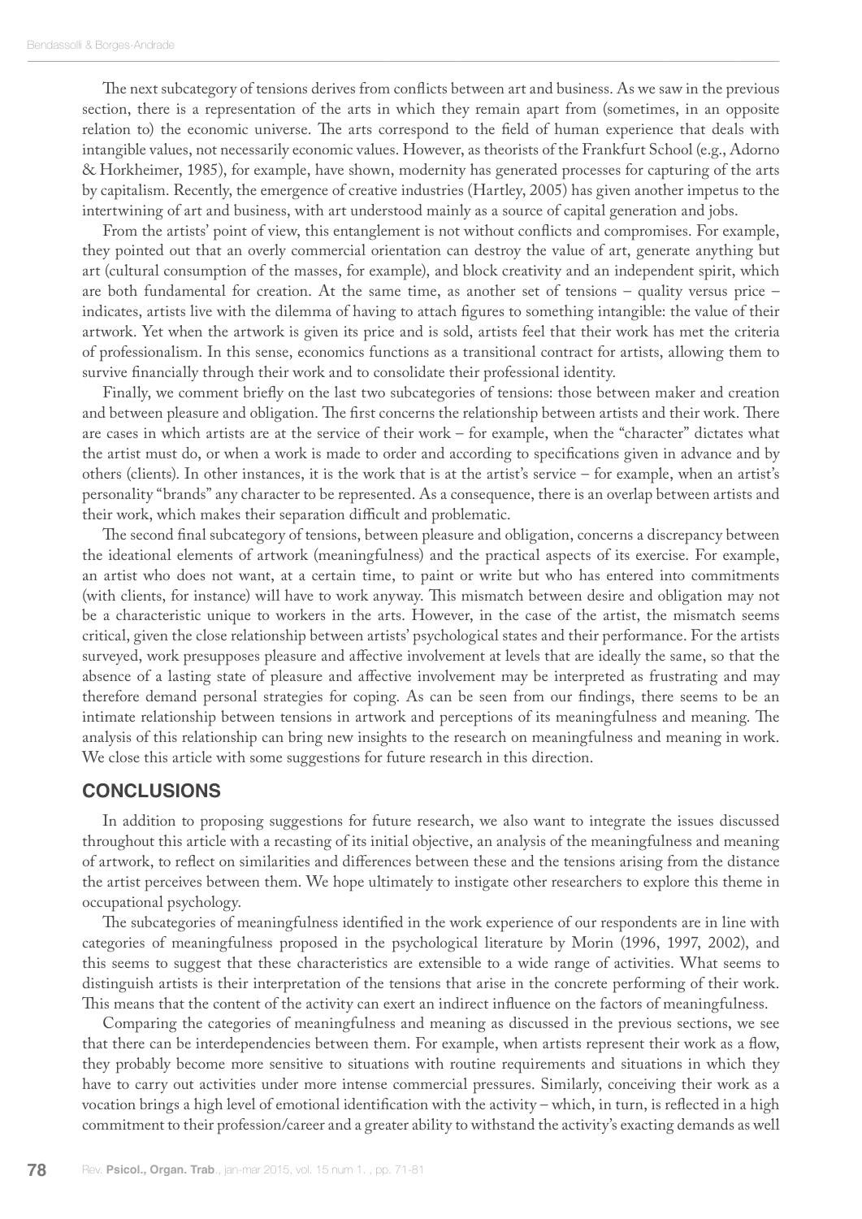The next subcategory of tensions derives from conflicts between art and business. As we saw in the previous section, there is a representation of the arts in which they remain apart from (sometimes, in an opposite relation to) the economic universe. The arts correspond to the field of human experience that deals with intangible values, not necessarily economic values. However, as theorists of the Frankfurt School (e.g., Adorno & Horkheimer, 1985), for example, have shown, modernity has generated processes for capturing of the arts by capitalism. Recently, the emergence of creative industries (Hartley, 2005) has given another impetus to the intertwining of art and business, with art understood mainly as a source of capital generation and jobs.

From the artists' point of view, this entanglement is not without conflicts and compromises. For example, they pointed out that an overly commercial orientation can destroy the value of art, generate anything but art (cultural consumption of the masses, for example), and block creativity and an independent spirit, which are both fundamental for creation. At the same time, as another set of tensions – quality versus price – indicates, artists live with the dilemma of having to attach figures to something intangible: the value of their artwork. Yet when the artwork is given its price and is sold, artists feel that their work has met the criteria of professionalism. In this sense, economics functions as a transitional contract for artists, allowing them to survive financially through their work and to consolidate their professional identity.

Finally, we comment briefly on the last two subcategories of tensions: those between maker and creation and between pleasure and obligation. The first concerns the relationship between artists and their work. There are cases in which artists are at the service of their work – for example, when the "character" dictates what the artist must do, or when a work is made to order and according to specifications given in advance and by others (clients). In other instances, it is the work that is at the artist's service – for example, when an artist's personality "brands" any character to be represented. As a consequence, there is an overlap between artists and their work, which makes their separation difficult and problematic.

The second final subcategory of tensions, between pleasure and obligation, concerns a discrepancy between the ideational elements of artwork (meaningfulness) and the practical aspects of its exercise. For example, an artist who does not want, at a certain time, to paint or write but who has entered into commitments (with clients, for instance) will have to work anyway. This mismatch between desire and obligation may not be a characteristic unique to workers in the arts. However, in the case of the artist, the mismatch seems critical, given the close relationship between artists' psychological states and their performance. For the artists surveyed, work presupposes pleasure and affective involvement at levels that are ideally the same, so that the absence of a lasting state of pleasure and affective involvement may be interpreted as frustrating and may therefore demand personal strategies for coping. As can be seen from our findings, there seems to be an intimate relationship between tensions in artwork and perceptions of its meaningfulness and meaning. The analysis of this relationship can bring new insights to the research on meaningfulness and meaning in work. We close this article with some suggestions for future research in this direction.

## CONCLUSIONS

In addition to proposing suggestions for future research, we also want to integrate the issues discussed throughout this article with a recasting of its initial objective, an analysis of the meaningfulness and meaning of artwork, to reflect on similarities and differences between these and the tensions arising from the distance the artist perceives between them. We hope ultimately to instigate other researchers to explore this theme in occupational psychology.

The subcategories of meaningfulness identified in the work experience of our respondents are in line with categories of meaningfulness proposed in the psychological literature by Morin (1996, 1997, 2002), and this seems to suggest that these characteristics are extensible to a wide range of activities. What seems to distinguish artists is their interpretation of the tensions that arise in the concrete performing of their work. This means that the content of the activity can exert an indirect influence on the factors of meaningfulness.

Comparing the categories of meaningfulness and meaning as discussed in the previous sections, we see that there can be interdependencies between them. For example, when artists represent their work as a flow, they probably become more sensitive to situations with routine requirements and situations in which they have to carry out activities under more intense commercial pressures. Similarly, conceiving their work as a vocation brings a high level of emotional identification with the activity – which, in turn, is reflected in a high commitment to their profession/career and a greater ability to withstand the activity's exacting demands as well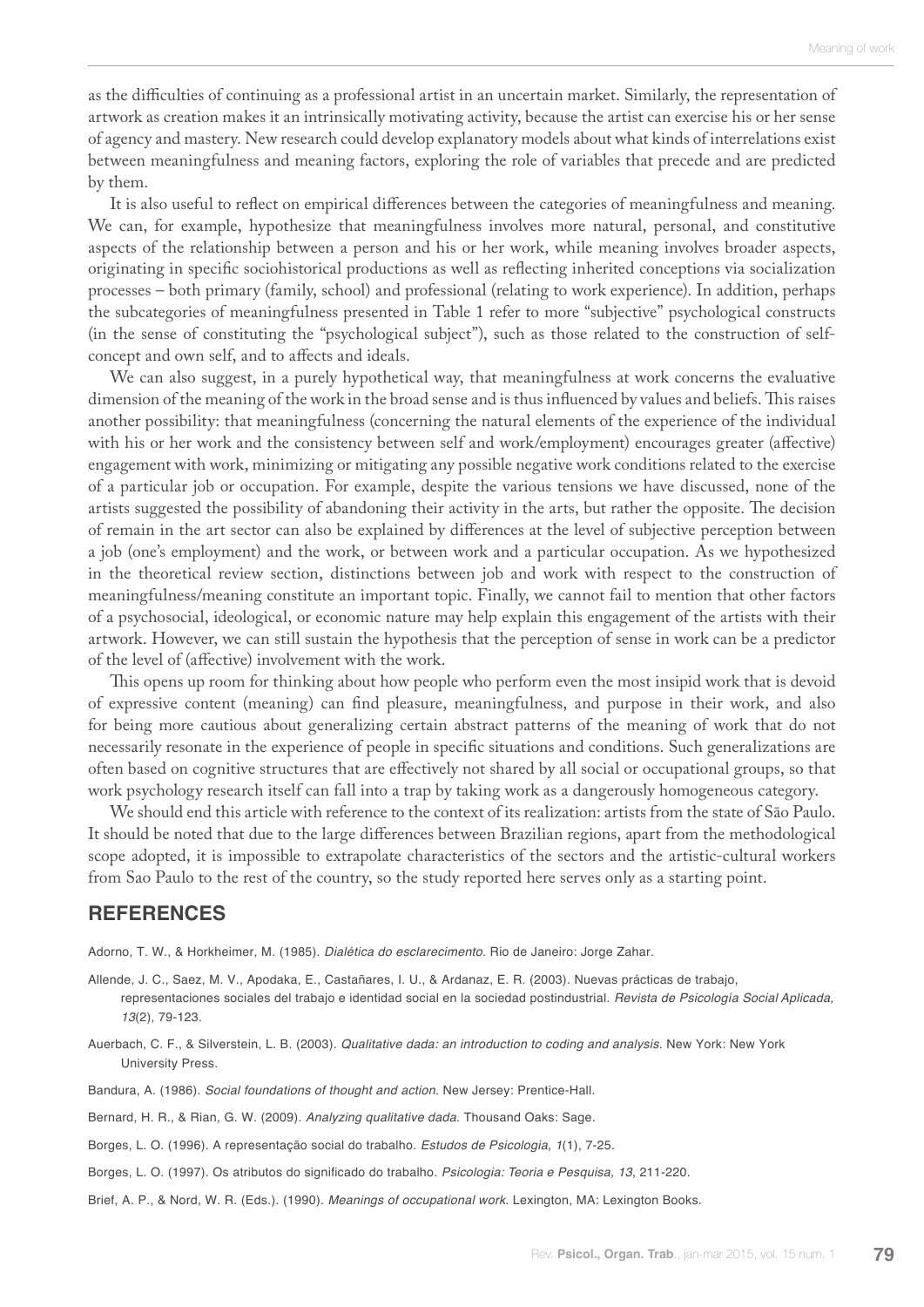as the difficulties of continuing as a professional artist in an uncertain market. Similarly, the representation of artwork as creation makes it an intrinsically motivating activity, because the artist can exercise his or her sense of agency and mastery. New research could develop explanatory models about what kinds of interrelations exist between meaningfulness and meaning factors, exploring the role of variables that precede and are predicted by them.

It is also useful to reflect on empirical differences between the categories of meaningfulness and meaning. We can, for example, hypothesize that meaningfulness involves more natural, personal, and constitutive aspects of the relationship between a person and his or her work, while meaning involves broader aspects, originating in specific sociohistorical productions as well as reflecting inherited conceptions via socialization processes – both primary (family, school) and professional (relating to work experience). In addition, perhaps the subcategories of meaningfulness presented in Table 1 refer to more "subjective" psychological constructs (in the sense of constituting the "psychological subject"), such as those related to the construction of self-concept and own self, and to affects and ideals.

We can also suggest, in a purely hypothetical way, that meaningfulness at work concerns the evaluative dimension of the meaning of the work in the broad sense and is thus influenced by values and beliefs. This raises another possibility: that meaningfulness (concerning the natural elements of the experience of the individual with his or her work and the consistency between self and work/employment) encourages greater (affective) engagement with work, minimizing or mitigating any possible negative work conditions related to the exercise of a particular job or occupation. For example, despite the various tensions we have discussed, none of the artists suggested the possibility of abandoning their activity in the arts, but rather the opposite. The decision of remain in the art sector can also be explained by differences at the level of subjective perception between a job (one's employment) and the work, or between work and a particular occupation. As we hypothesized in the theoretical review section, distinctions between job and work with respect to the construction of meaningfulness/meaning constitute an important topic. Finally, we cannot fail to mention that other factors of a psychosocial, ideological, or economic nature may help explain this engagement of the artists with their artwork. However, we can still sustain the hypothesis that the perception of sense in work can be a predictor of the level of (affective) involvement with the work.

This opens up room for thinking about how people who perform even the most insipid work that is devoid of expressive content (meaning) can find pleasure, meaningfulness, and purpose in their work, and also for being more cautious about generalizing certain abstract patterns of the meaning of work that do not necessarily resonate in the experience of people in specific situations and conditions. Such generalizations are often based on cognitive structures that are effectively not shared by all social or occupational groups, so that work psychology research itself can fall into a trap by taking work as a dangerously homogeneous category.

We should end this article with reference to the context of its realization: artists from the state of São Paulo. It should be noted that due to the large differences between Brazilian regions, apart from the methodological scope adopted, it is impossible to extrapolate characteristics of the sectors and the artistic-cultural workers from Sao Paulo to the rest of the country, so the study reported here serves only as a starting point.

## REFERENCES

Adorno, T. W., & Horkheimer, M. (1985). *Dialética do esclarecimento*. Rio de Janeiro: Jorge Zahar.

Allende, J. C., Saez, M. V., Apodaka, E., Castañares, I. U., & Ardanaz, E. R. (2003). Nuevas prácticas de trabajo, representaciones sociales del trabajo e identidad social en la sociedad postindustrial. *Revista de Psicología Social Aplicada, 13*(2), 79-123.

Auerbach, C. F., & Silverstein, L. B. (2003). *Qualitative dada: an introduction to coding and analysis*. New York: New York University Press.

Bandura, A. (1986). *Social foundations of thought and action*. New Jersey: Prentice-Hall.

Bernard, H. R., & Rian, G. W. (2009). *Analyzing qualitative dada*. Thousand Oaks: Sage.

Borges, L. O. (1996). A representação social do trabalho. *Estudos de Psicologia, 1*(1), 7-25.

Borges, L. O. (1997). Os atributos do significado do trabalho. *Psicologia: Teoria e Pesquisa, 13*, 211-220.

Brief, A. P., & Nord, W. R. (Eds.). (1990). *Meanings of occupational work*. Lexington, MA: Lexington Books.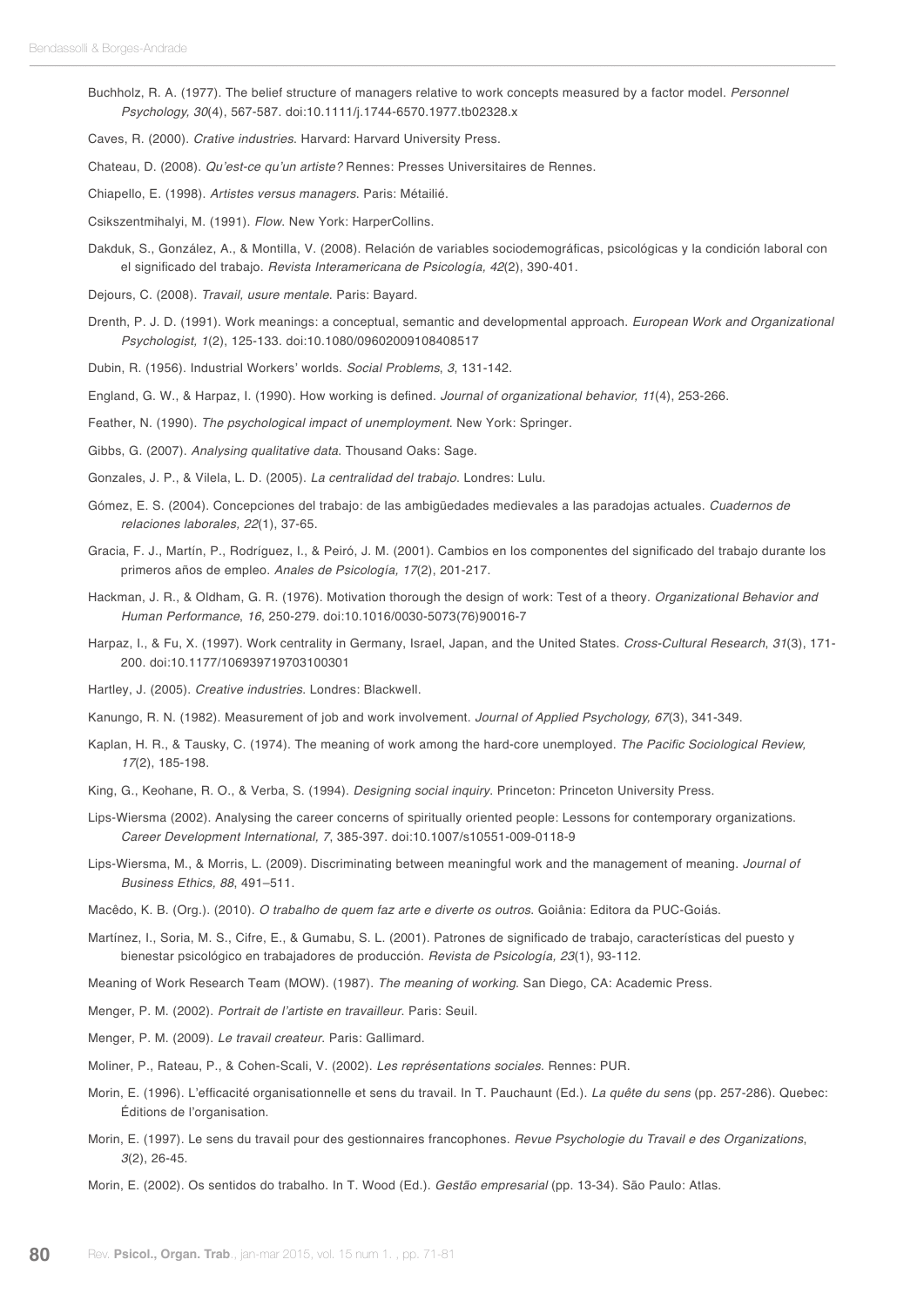Buchholz, R. A. (1977). The belief structure of managers relative to work concepts measured by a factor model. *Personnel Psychology, 30*(4), 567-587. doi:10.1111/j.1744-6570.1977.tb02328.x

Caves, R. (2000). *Crative industries*. Harvard: Harvard University Press.

Chateau, D. (2008). *Qu'est-ce qu'un artiste?* Rennes: Presses Universitaires de Rennes.

Chiapello, E. (1998). *Artistes versus managers*. Paris: Métailié.

Csikszentmihalyi, M. (1991). *Flow*. New York: HarperCollins.

Dakduk, S., González, A., & Montilla, V. (2008). Relación de variables sociodemográficas, psicológicas y la condición laboral con el significado del trabajo. *Revista Interamericana de Psicología, 42*(2), 390-401.

Dejours, C. (2008). *Travail, usure mentale*. Paris: Bayard.

Drenth, P. J. D. (1991). Work meanings: a conceptual, semantic and developmental approach. *European Work and Organizational Psychologist, 1*(2), 125-133. doi:10.1080/09602009108408517

Dubin, R. (1956). Industrial Workers' worlds. *Social Problems*, *3*, 131-142.

England, G. W., & Harpaz, I. (1990). How working is defined. *Journal of organizational behavior, 11*(4), 253-266.

Feather, N. (1990). *The psychological impact of unemployment*. New York: Springer.

Gibbs, G. (2007). *Analysing qualitative data*. Thousand Oaks: Sage.

Gonzales, J. P., & Vilela, L. D. (2005). *La centralidad del trabajo*. Londres: Lulu.

Gómez, E. S. (2004). Concepciones del trabajo: de las ambigüedades medievales a las paradojas actuales. *Cuadernos de relaciones laborales, 22*(1), 37-65.

Gracia, F. J., Martín, P., Rodríguez, I., & Peiró, J. M. (2001). Cambios en los componentes del significado del trabajo durante los primeros años de empleo. *Anales de Psicología, 17*(2), 201-217.

Hackman, J. R., & Oldham, G. R. (1976). Motivation thorough the design of work: Test of a theory. *Organizational Behavior and Human Performance*, *16*, 250-279. doi:10.1016/0030-5073(76)90016-7

Harpaz, I., & Fu, X. (1997). Work centrality in Germany, Israel, Japan, and the United States. *Cross-Cultural Research*, *31*(3), 171-200. doi:10.1177/106939719703100301

Hartley, J. (2005). *Creative industries*. Londres: Blackwell.

Kanungo, R. N. (1982). Measurement of job and work involvement. *Journal of Applied Psychology, 67*(3), 341-349.

Kaplan, H. R., & Tausky, C. (1974). The meaning of work among the hard-core unemployed. *The Pacific Sociological Review, 17*(2), 185-198.

King, G., Keohane, R. O., & Verba, S. (1994). *Designing social inquiry*. Princeton: Princeton University Press.

Lips-Wiersma (2002). Analysing the career concerns of spiritually oriented people: Lessons for contemporary organizations. *Career Development International, 7*, 385-397. doi:10.1007/s10551-009-0118-9

Lips-Wiersma, M., & Morris, L. (2009). Discriminating between meaningful work and the management of meaning. *Journal of Business Ethics, 88*, 491–511.

Macêdo, K. B. (Org.). (2010). *O trabalho de quem faz arte e diverte os outros*. Goiânia: Editora da PUC-Goiás.

Martínez, I., Soria, M. S., Cifre, E., & Gumabu, S. L. (2001). Patrones de significado de trabajo, características del puesto y bienestar psicológico en trabajadores de producción. *Revista de Psicología, 23*(1), 93-112.

Meaning of Work Research Team (MOW). (1987). *The meaning of working*. San Diego, CA: Academic Press.

Menger, P. M. (2002). *Portrait de l'artiste en travailleur*. Paris: Seuil.

Menger, P. M. (2009). *Le travail createur.* Paris: Gallimard.

Moliner, P., Rateau, P., & Cohen-Scali, V. (2002). *Les représentations sociales.* Rennes: PUR.

Morin, E. (1996). L'efficacité organisationnelle et sens du travail. In T. Pauchaunt (Ed.). *La quête du sens* (pp. 257-286). Quebec: Éditions de l'organisation.

Morin, E. (1997). Le sens du travail pour des gestionnaires francophones. *Revue Psychologie du Travail e des Organizations*, *3*(2), 26-45.

Morin, E. (2002). Os sentidos do trabalho. In T. Wood (Ed.). *Gestão empresarial* (pp. 13-34). São Paulo: Atlas.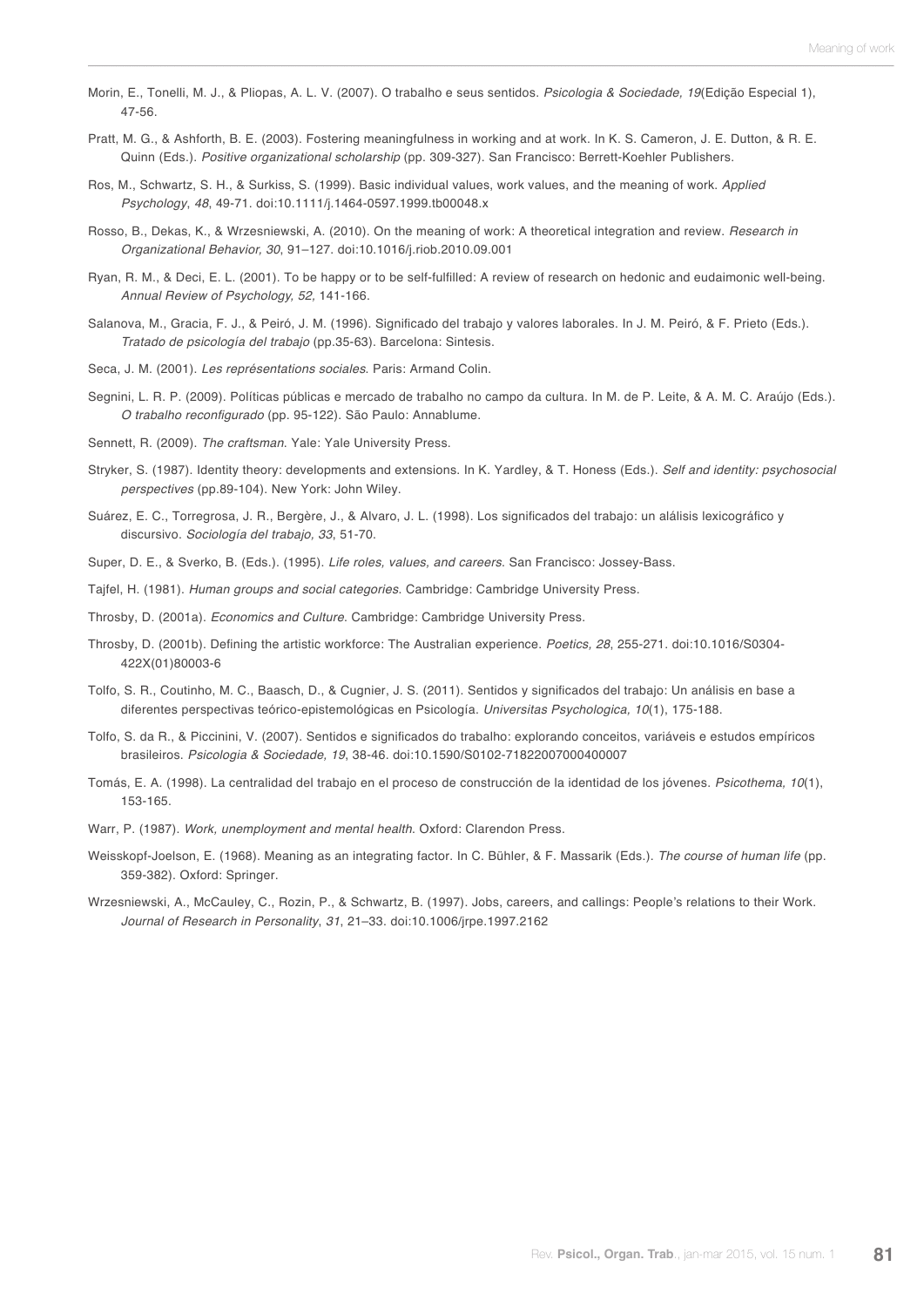Morin, E., Tonelli, M. J., & Pliopas, A. L. V. (2007). O trabalho e seus sentidos. *Psicologia & Sociedade, 19*(Edição Especial 1), 47-56.

Pratt, M. G., & Ashforth, B. E. (2003). Fostering meaningfulness in working and at work. In K. S. Cameron, J. E. Dutton, & R. E. Quinn (Eds.). *Positive organizational scholarship* (pp. 309-327). San Francisco: Berrett-Koehler Publishers.

Ros, M., Schwartz, S. H., & Surkiss, S. (1999). Basic individual values, work values, and the meaning of work. *Applied Psychology*, *48*, 49-71. doi:10.1111/j.1464-0597.1999.tb00048.x

Rosso, B., Dekas, K., & Wrzesniewski, A. (2010). On the meaning of work: A theoretical integration and review. *Research in Organizational Behavior, 30*, 91–127. doi:10.1016/j.riob.2010.09.001

Ryan, R. M., & Deci, E. L. (2001). To be happy or to be self-fulfilled: A review of research on hedonic and eudaimonic well-being. *Annual Review of Psychology, 52*, 141-166.

Salanova, M., Gracia, F. J., & Peiró, J. M. (1996). Significado del trabajo y valores laborales. In J. M. Peiró, & F. Prieto (Eds.). *Tratado de psicología del trabajo* (pp.35-63). Barcelona: Sintesis.

Seca, J. M. (2001). *Les représentations sociales*. Paris: Armand Colin.

Segnini, L. R. P. (2009). Políticas públicas e mercado de trabalho no campo da cultura. In M. de P. Leite, & A. M. C. Araújo (Eds.). *O trabalho reconfigurado* (pp. 95-122). São Paulo: Annablume.

Sennett, R. (2009). *The craftsman*. Yale: Yale University Press.

Stryker, S. (1987). Identity theory: developments and extensions. In K. Yardley, & T. Honess (Eds.). *Self and identity: psychosocial perspectives* (pp.89-104). New York: John Wiley.

Suárez, E. C., Torregrosa, J. R., Bergère, J., & Alvaro, J. L. (1998). Los significados del trabajo: un alálisis lexicográfico y discursivo. *Sociología del trabajo, 33*, 51-70.

Super, D. E., & Sverko, B. (Eds.). (1995). *Life roles, values, and careers*. San Francisco: Jossey-Bass.

Tajfel, H. (1981). *Human groups and social categories*. Cambridge: Cambridge University Press.

Throsby, D. (2001a). *Economics and Culture*. Cambridge: Cambridge University Press.

Throsby, D. (2001b). Defining the artistic workforce: The Australian experience. *Poetics, 28*, 255-271. doi:10.1016/S0304-422X(01)80003-6

Tolfo, S. R., Coutinho, M. C., Baasch, D., & Cugnier, J. S. (2011). Sentidos y significados del trabajo: Un análisis en base a diferentes perspectivas teórico-epistemológicas en Psicología. *Universitas Psychologica, 10*(1), 175-188.

Tolfo, S. da R., & Piccinini, V. (2007). Sentidos e significados do trabalho: explorando conceitos, variáveis e estudos empíricos brasileiros. *Psicologia & Sociedade, 19*, 38-46. doi:10.1590/S0102-71822007000400007

Tomás, E. A. (1998). La centralidad del trabajo en el proceso de construcción de la identidad de los jóvenes. *Psicothema*, *10*(1), 153-165.

Warr, P. (1987). *Work, unemployment and mental health*. Oxford: Clarendon Press.

Weisskopf-Joelson, E. (1968). Meaning as an integrating factor. In C. Bühler, & F. Massarik (Eds.). *The course of human life* (pp. 359-382). Oxford: Springer.

Wrzesniewski, A., McCauley, C., Rozin, P., & Schwartz, B. (1997). Jobs, careers, and callings: People's relations to their Work. *Journal of Research in Personality*, *31*, 21–33. doi:10.1006/jrpe.1997.2162